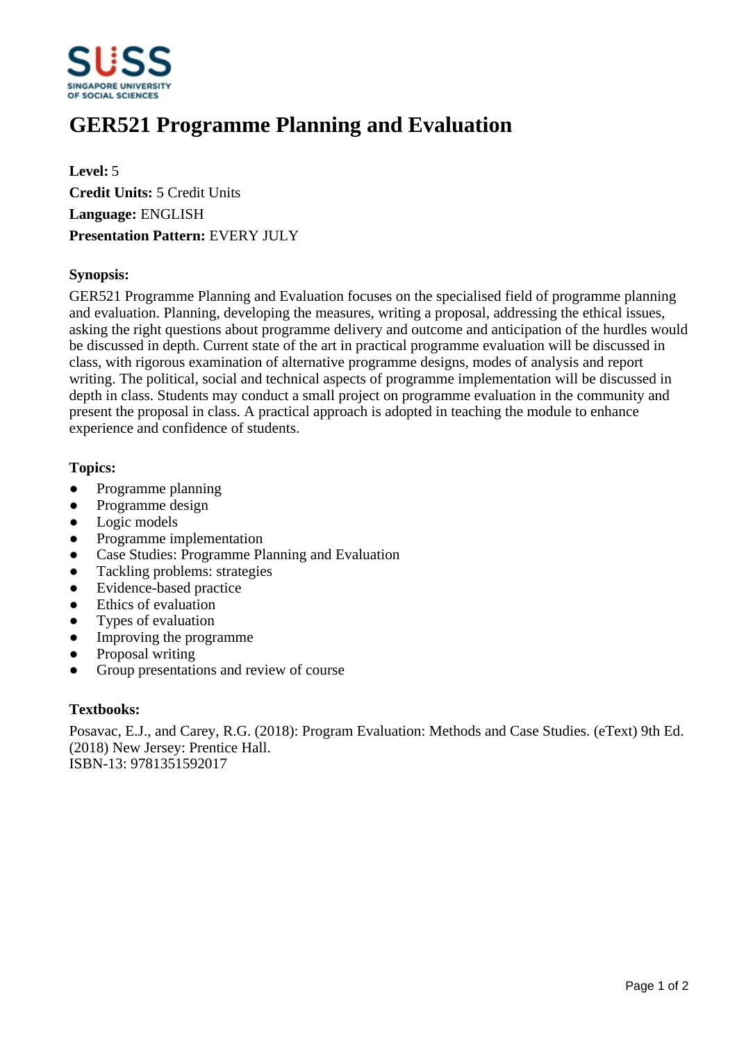# GER521 Programme Planning and Evaluation

**Level:** 5
**Credit Units:** 5 Credit Units
**Language:** ENGLISH
**Presentation Pattern:** EVERY JULY

**Synopsis:**

GER521 Programme Planning and Evaluation focuses on the specialised field of programme planning and evaluation. Planning, developing the measures, writing a proposal, addressing the ethical issues, asking the right questions about programme delivery and outcome and anticipation of the hurdles would be discussed in depth. Current state of the art in practical programme evaluation will be discussed in class, with rigorous examination of alternative programme designs, modes of analysis and report writing. The political, social and technical aspects of programme implementation will be discussed in depth in class. Students may conduct a small project on programme evaluation in the community and present the proposal in class. A practical approach is adopted in teaching the module to enhance experience and confidence of students.

**Topics:**

- Programme planning
- Programme design
- Logic models
- Programme implementation
- Case Studies: Programme Planning and Evaluation
- Tackling problems: strategies
- Evidence-based practice
- Ethics of evaluation
- Types of evaluation
- Improving the programme
- Proposal writing
- Group presentations and review of course

**Textbooks:**

Posavac, E.J., and Carey, R.G. (2018): Program Evaluation: Methods and Case Studies. (eText) 9th Ed. (2018) New Jersey: Prentice Hall.
ISBN-13: 9781351592017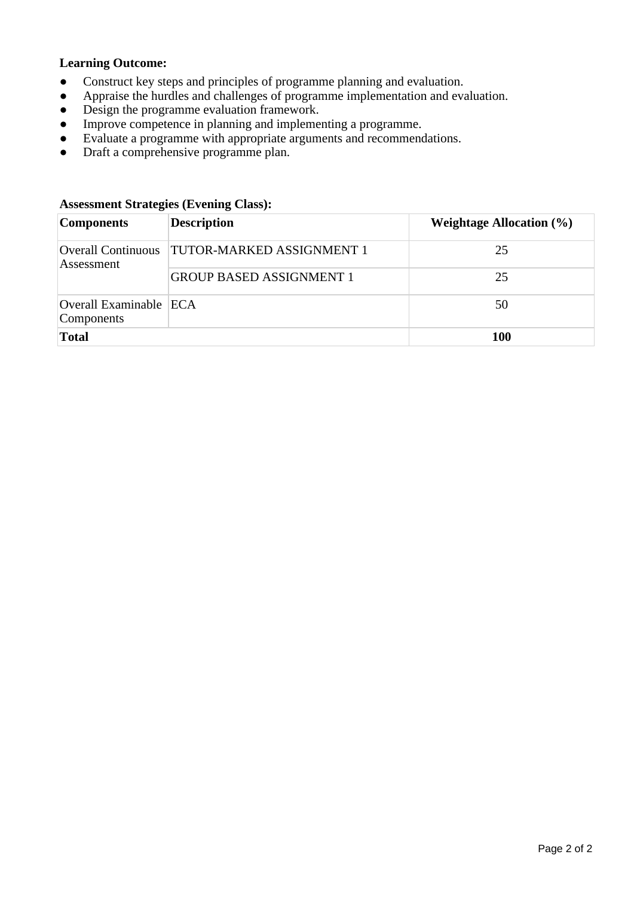**Learning Outcome:**

- Construct key steps and principles of programme planning and evaluation.
- Appraise the hurdles and challenges of programme implementation and evaluation.
- Design the programme evaluation framework.
- Improve competence in planning and implementing a programme.
- Evaluate a programme with appropriate arguments and recommendations.
- Draft a comprehensive programme plan.

**Assessment Strategies (Evening Class):**

| **Components** | **Description** | **Weightage Allocation (%)** |
|---|---|---|
| Overall Continuous Assessment | TUTOR-MARKED ASSIGNMENT 1 | 25 |
| | GROUP BASED ASSIGNMENT 1 | 25 |
| Overall Examinable Components | ECA | 50 |
| **Total** | | **100** |